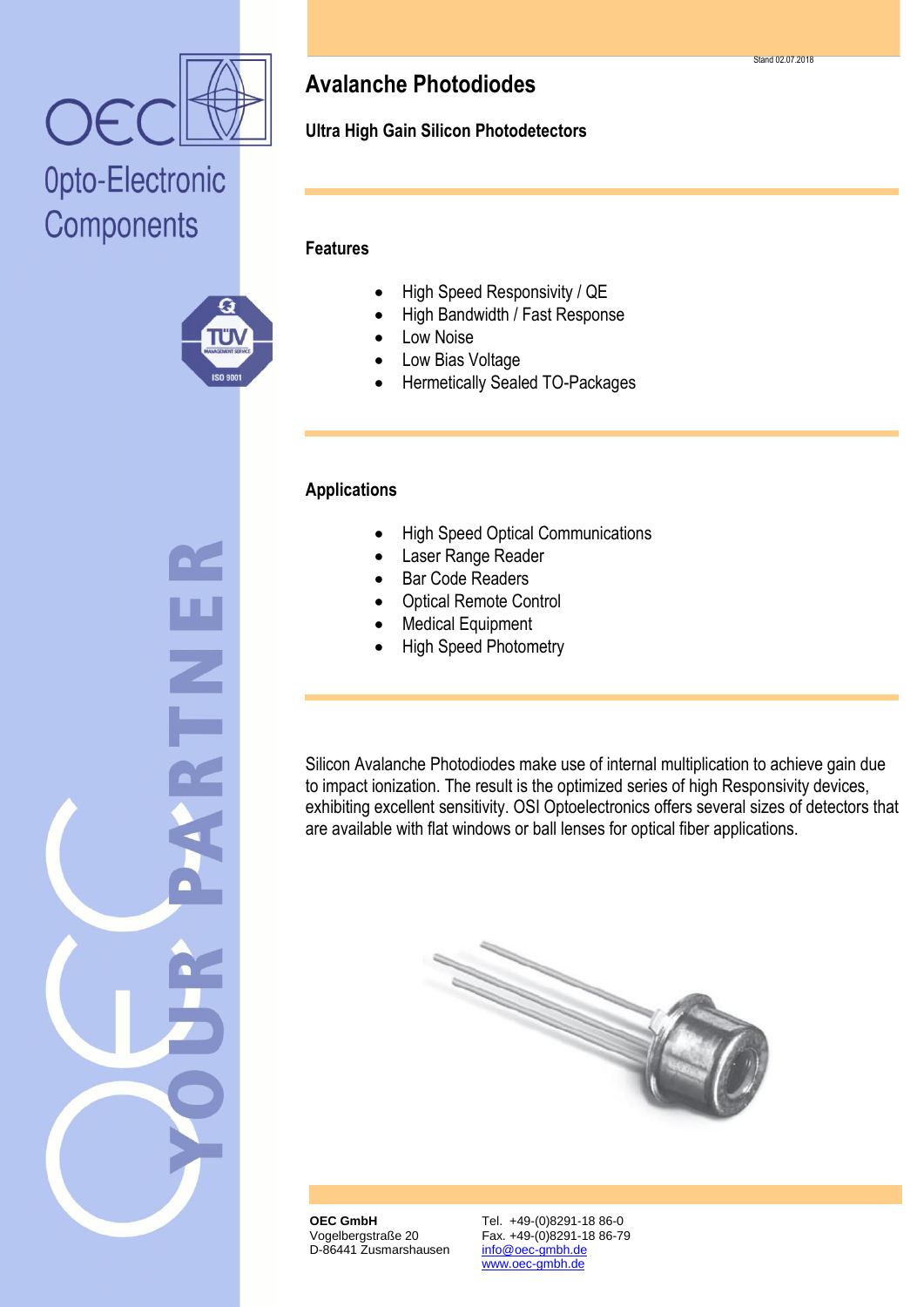# Avalanche Photodiodes

## Ultra High Gain Silicon Photodetectors

### Features

- High Speed Responsivity / QE
- High Bandwidth / Fast Response
- Low Noise
- Low Bias Voltage
- Hermetically Sealed TO-Packages

### Applications

- High Speed Optical Communications
- Laser Range Reader
- Bar Code Readers
- Optical Remote Control
- Medical Equipment
- High Speed Photometry

Silicon Avalanche Photodiodes make use of internal multiplication to achieve gain due to impact ionization. The result is the optimized series of high Responsivity devices, exhibiting excellent sensitivity. OSI Optoelectronics offers several sizes of detectors that are available with flat windows or ball lenses for optical fiber applications.

**OEC GmbH**
Vogelbergstraße 20
D-86441 Zusmarshausen

Tel. +49-(0)8291-18 86-0
Fax. +49-(0)8291-18 86-79
info@oec-gmbh.de
www.oec-gmbh.de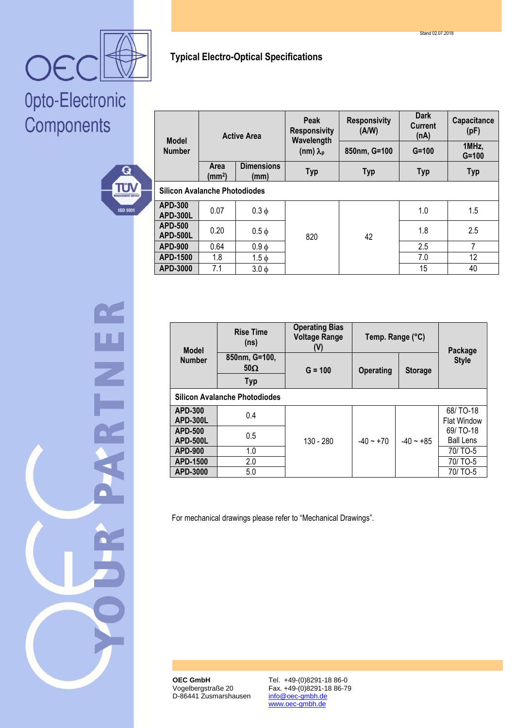## Typical Electro-Optical Specifications

| Model Number | Active Area | | Peak Responsivity Wavelength (nm) $\lambda_p$ | Responsivity (A/W) | Dark Current (nA) | Capacitance (pF) |
|---|---|---|---|---|---|---|
| | | | | 850nm, G=100 | G=100 | 1MHz, G=100 |
| | Area (mm²) | Dimensions (mm) | Typ | Typ | Typ | Typ |
| **Silicon Avalanche Photodiodes** | | | | | | |
| **APD-300 APD-300L** | 0.07 | 0.3 ϕ | 820 | 42 | 1.0 | 1.5 |
| **APD-500 APD-500L** | 0.20 | 0.5 ϕ | | | 1.8 | 2.5 |
| **APD-900** | 0.64 | 0.9 ϕ | | | 2.5 | 7 |
| **APD-1500** | 1.8 | 1.5 ϕ | | | 7.0 | 12 |
| **APD-3000** | 7.1 | 3.0 ϕ | | | 15 | 40 |

| Model Number | Rise Time (ns) | Operating Bias Voltage Range (V) | Temp. Range (°C) | | Package Style |
|---|---|---|---|---|---|
| | 850nm, G=100, 50Ω | G = 100 | Operating | Storage | |
| | Typ | | | | |
| **Silicon Avalanche Photodiodes** | | | | | |
| **APD-300 APD-300L** | 0.4 | 130 - 280 | -40 ~ +70 | -40 ~ +85 | 68/ TO-18 Flat Window |
| **APD-500 APD-500L** | 0.5 | | | | 69/ TO-18 Ball Lens |
| **APD-900** | 1.0 | | | | 70/ TO-5 |
| **APD-1500** | 2.0 | | | | 70/ TO-5 |
| **APD-3000** | 5.0 | | | | 70/ TO-5 |

For mechanical drawings please refer to "Mechanical Drawings".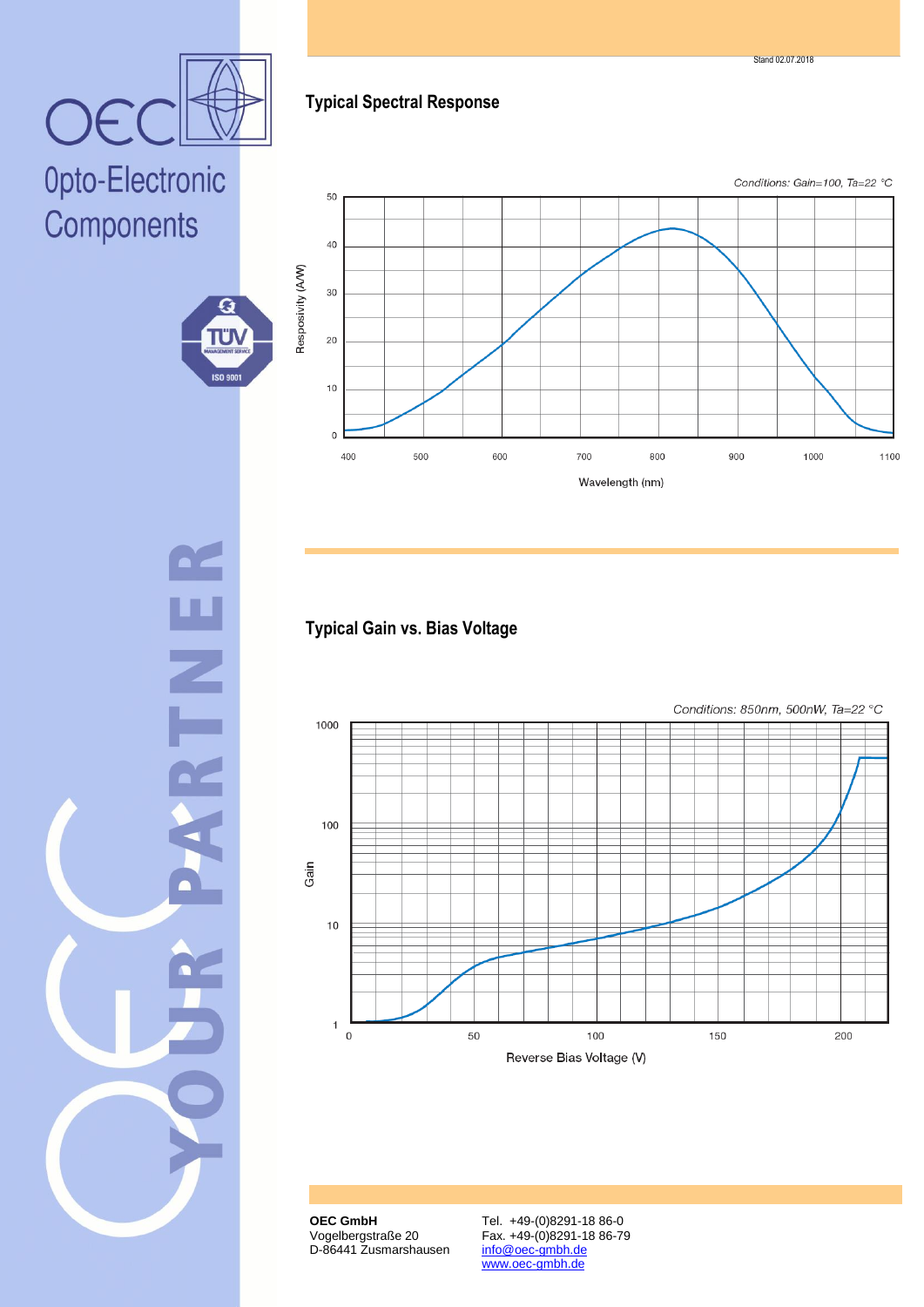OEC

Opto-Electronic Components

TÜV MANAGEMENT SERVICE ISO 9001

YOUR PARTNER

Stand 02.07.2018

## Typical Spectral Response

Conditions: Gain=100, Ta=22 °C

Resposivity (A/W)

50
40
30
20
10
0

400
500
600
700
800
900
1000
1100

Wavelength (nm)

## Typical Gain vs. Bias Voltage

Conditions: 850nm, 500nW, Ta=22 °C

Gain

1000
100
10
1

0
50
100
150
200

Reverse Bias Voltage (V)

**OEC GmbH**
Vogelbergstraße 20
D-86441 Zusmarshausen

Tel. +49-(0)8291-18 86-0
Fax. +49-(0)8291-18 86-79
info@oec-gmbh.de
www.oec-gmbh.de